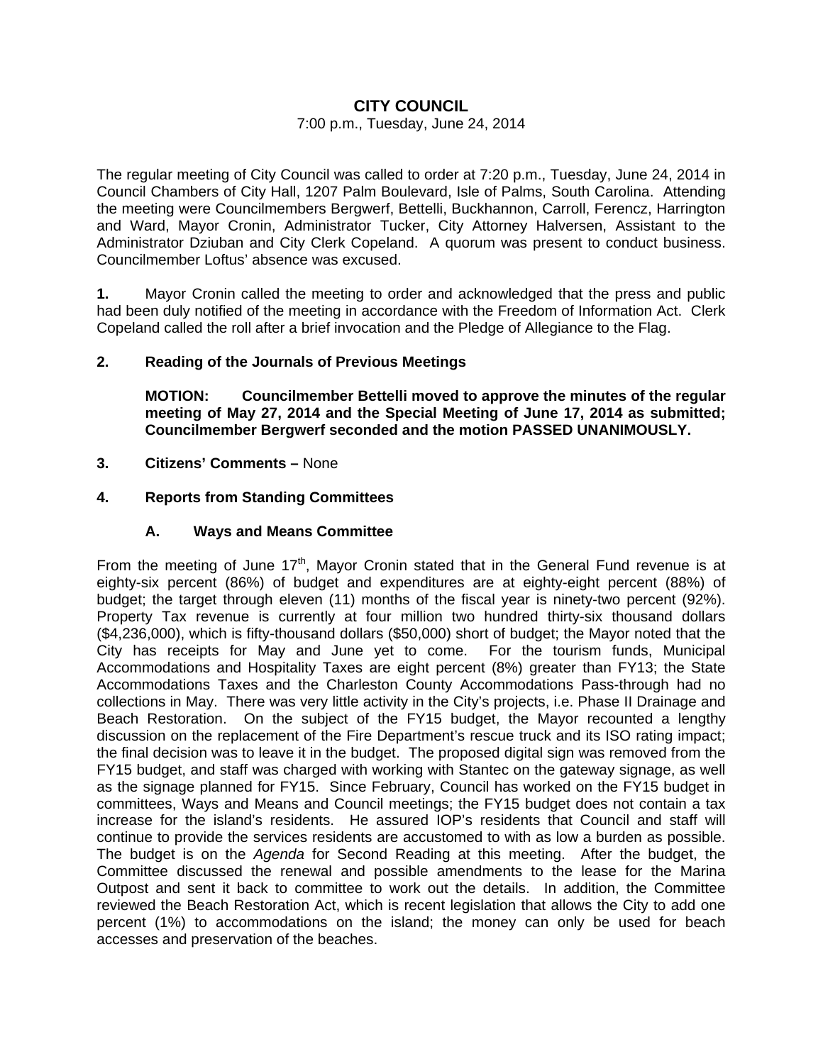# CITY COUNCIL

7:00 p.m., Tuesday, June 24, 2014

The regular meeting of City Council was called to order at 7:20 p.m., Tuesday, June 24, 2014 in Council Chambers of City Hall, 1207 Palm Boulevard, Isle of Palms, South Carolina. Attending the meeting were Councilmembers Bergwerf, Bettelli, Buckhannon, Carroll, Ferencz, Harrington and Ward, Mayor Cronin, Administrator Tucker, City Attorney Halversen, Assistant to the Administrator Dziuban and City Clerk Copeland. A quorum was present to conduct business. Councilmember Loftus' absence was excused.

**1.** Mayor Cronin called the meeting to order and acknowledged that the press and public had been duly notified of the meeting in accordance with the Freedom of Information Act. Clerk Copeland called the roll after a brief invocation and the Pledge of Allegiance to the Flag.

**2. Reading of the Journals of Previous Meetings**

**MOTION: Councilmember Bettelli moved to approve the minutes of the regular meeting of May 27, 2014 and the Special Meeting of June 17, 2014 as submitted; Councilmember Bergwerf seconded and the motion PASSED UNANIMOUSLY.**

**3. Citizens' Comments –** None

**4. Reports from Standing Committees**

**A. Ways and Means Committee**

From the meeting of June 17th, Mayor Cronin stated that in the General Fund revenue is at eighty-six percent (86%) of budget and expenditures are at eighty-eight percent (88%) of budget; the target through eleven (11) months of the fiscal year is ninety-two percent (92%). Property Tax revenue is currently at four million two hundred thirty-six thousand dollars ($4,236,000), which is fifty-thousand dollars ($50,000) short of budget; the Mayor noted that the City has receipts for May and June yet to come. For the tourism funds, Municipal Accommodations and Hospitality Taxes are eight percent (8%) greater than FY13; the State Accommodations Taxes and the Charleston County Accommodations Pass-through had no collections in May. There was very little activity in the City's projects, i.e. Phase II Drainage and Beach Restoration. On the subject of the FY15 budget, the Mayor recounted a lengthy discussion on the replacement of the Fire Department's rescue truck and its ISO rating impact; the final decision was to leave it in the budget. The proposed digital sign was removed from the FY15 budget, and staff was charged with working with Stantec on the gateway signage, as well as the signage planned for FY15. Since February, Council has worked on the FY15 budget in committees, Ways and Means and Council meetings; the FY15 budget does not contain a tax increase for the island's residents. He assured IOP's residents that Council and staff will continue to provide the services residents are accustomed to with as low a burden as possible. The budget is on the *Agenda* for Second Reading at this meeting. After the budget, the Committee discussed the renewal and possible amendments to the lease for the Marina Outpost and sent it back to committee to work out the details. In addition, the Committee reviewed the Beach Restoration Act, which is recent legislation that allows the City to add one percent (1%) to accommodations on the island; the money can only be used for beach accesses and preservation of the beaches.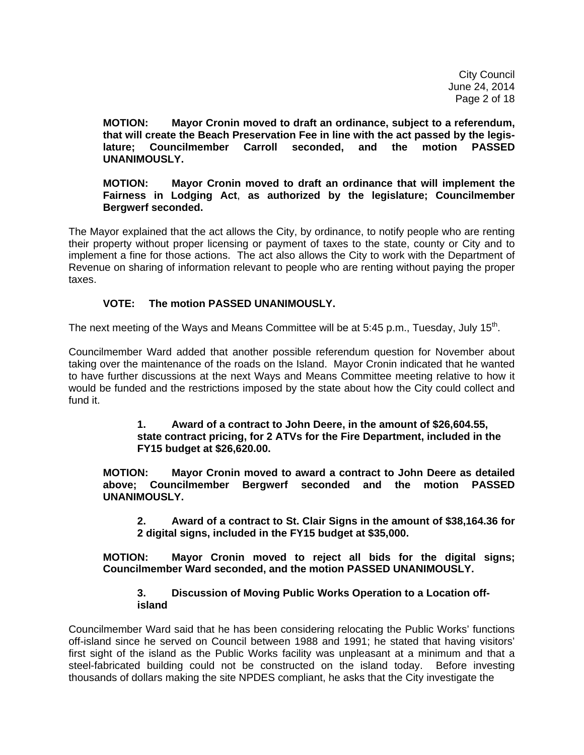**MOTION: Mayor Cronin moved to draft an ordinance, subject to a referendum, that will create the Beach Preservation Fee in line with the act passed by the legislature; Councilmember Carroll seconded, and the motion PASSED UNANIMOUSLY.**

**MOTION: Mayor Cronin moved to draft an ordinance that will implement the Fairness in Lodging Act, as authorized by the legislature; Councilmember Bergwerf seconded.**

The Mayor explained that the act allows the City, by ordinance, to notify people who are renting their property without proper licensing or payment of taxes to the state, county or City and to implement a fine for those actions. The act also allows the City to work with the Department of Revenue on sharing of information relevant to people who are renting without paying the proper taxes.

**VOTE: The motion PASSED UNANIMOUSLY.**

The next meeting of the Ways and Means Committee will be at 5:45 p.m., Tuesday, July 15th.

Councilmember Ward added that another possible referendum question for November about taking over the maintenance of the roads on the Island. Mayor Cronin indicated that he wanted to have further discussions at the next Ways and Means Committee meeting relative to how it would be funded and the restrictions imposed by the state about how the City could collect and fund it.

**1. Award of a contract to John Deere, in the amount of $26,604.55, state contract pricing, for 2 ATVs for the Fire Department, included in the FY15 budget at $26,620.00.**

**MOTION: Mayor Cronin moved to award a contract to John Deere as detailed above; Councilmember Bergwerf seconded and the motion PASSED UNANIMOUSLY.**

**2. Award of a contract to St. Clair Signs in the amount of $38,164.36 for 2 digital signs, included in the FY15 budget at $35,000.**

**MOTION: Mayor Cronin moved to reject all bids for the digital signs; Councilmember Ward seconded, and the motion PASSED UNANIMOUSLY.**

**3. Discussion of Moving Public Works Operation to a Location off-island**

Councilmember Ward said that he has been considering relocating the Public Works' functions off-island since he served on Council between 1988 and 1991; he stated that having visitors' first sight of the island as the Public Works facility was unpleasant at a minimum and that a steel-fabricated building could not be constructed on the island today. Before investing thousands of dollars making the site NPDES compliant, he asks that the City investigate the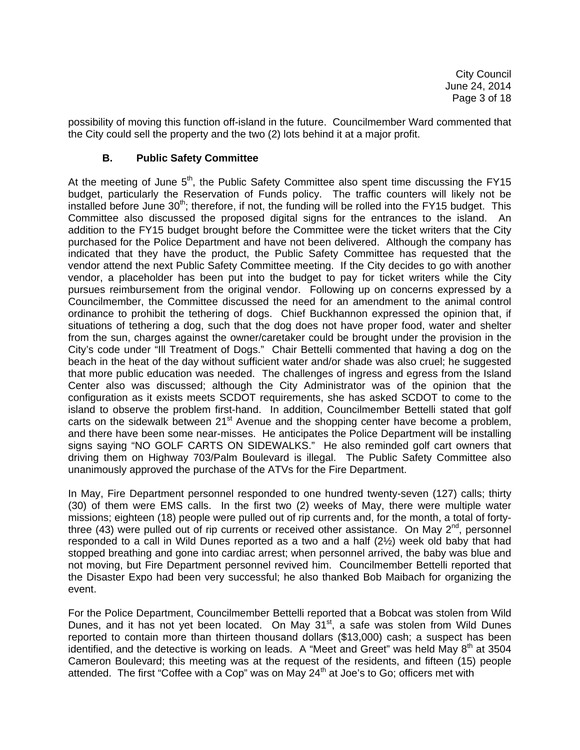possibility of moving this function off-island in the future. Councilmember Ward commented that the City could sell the property and the two (2) lots behind it at a major profit.

### B. Public Safety Committee

At the meeting of June 5th, the Public Safety Committee also spent time discussing the FY15 budget, particularly the Reservation of Funds policy. The traffic counters will likely not be installed before June 30th; therefore, if not, the funding will be rolled into the FY15 budget. This Committee also discussed the proposed digital signs for the entrances to the island. An addition to the FY15 budget brought before the Committee were the ticket writers that the City purchased for the Police Department and have not been delivered. Although the company has indicated that they have the product, the Public Safety Committee has requested that the vendor attend the next Public Safety Committee meeting. If the City decides to go with another vendor, a placeholder has been put into the budget to pay for ticket writers while the City pursues reimbursement from the original vendor. Following up on concerns expressed by a Councilmember, the Committee discussed the need for an amendment to the animal control ordinance to prohibit the tethering of dogs. Chief Buckhannon expressed the opinion that, if situations of tethering a dog, such that the dog does not have proper food, water and shelter from the sun, charges against the owner/caretaker could be brought under the provision in the City's code under "Ill Treatment of Dogs." Chair Bettelli commented that having a dog on the beach in the heat of the day without sufficient water and/or shade was also cruel; he suggested that more public education was needed. The challenges of ingress and egress from the Island Center also was discussed; although the City Administrator was of the opinion that the configuration as it exists meets SCDOT requirements, she has asked SCDOT to come to the island to observe the problem first-hand. In addition, Councilmember Bettelli stated that golf carts on the sidewalk between 21st Avenue and the shopping center have become a problem, and there have been some near-misses. He anticipates the Police Department will be installing signs saying "NO GOLF CARTS ON SIDEWALKS." He also reminded golf cart owners that driving them on Highway 703/Palm Boulevard is illegal. The Public Safety Committee also unanimously approved the purchase of the ATVs for the Fire Department.

In May, Fire Department personnel responded to one hundred twenty-seven (127) calls; thirty (30) of them were EMS calls. In the first two (2) weeks of May, there were multiple water missions; eighteen (18) people were pulled out of rip currents and, for the month, a total of forty-three (43) were pulled out of rip currents or received other assistance. On May 2nd, personnel responded to a call in Wild Dunes reported as a two and a half (2½) week old baby that had stopped breathing and gone into cardiac arrest; when personnel arrived, the baby was blue and not moving, but Fire Department personnel revived him. Councilmember Bettelli reported that the Disaster Expo had been very successful; he also thanked Bob Maibach for organizing the event.

For the Police Department, Councilmember Bettelli reported that a Bobcat was stolen from Wild Dunes, and it has not yet been located. On May 31st, a safe was stolen from Wild Dunes reported to contain more than thirteen thousand dollars ($13,000) cash; a suspect has been identified, and the detective is working on leads. A "Meet and Greet" was held May 8th at 3504 Cameron Boulevard; this meeting was at the request of the residents, and fifteen (15) people attended. The first "Coffee with a Cop" was on May 24th at Joe's to Go; officers met with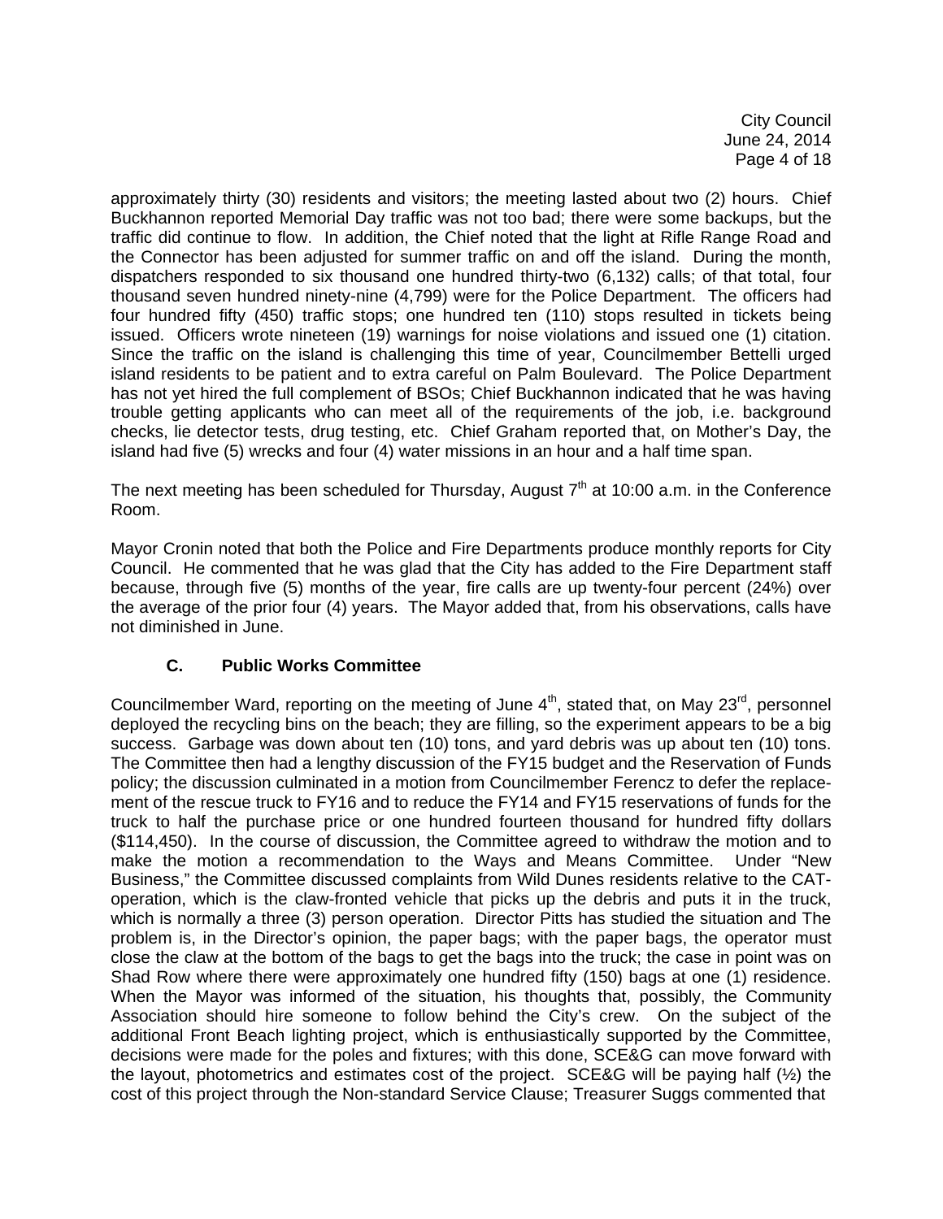approximately thirty (30) residents and visitors; the meeting lasted about two (2) hours. Chief Buckhannon reported Memorial Day traffic was not too bad; there were some backups, but the traffic did continue to flow. In addition, the Chief noted that the light at Rifle Range Road and the Connector has been adjusted for summer traffic on and off the island. During the month, dispatchers responded to six thousand one hundred thirty-two (6,132) calls; of that total, four thousand seven hundred ninety-nine (4,799) were for the Police Department. The officers had four hundred fifty (450) traffic stops; one hundred ten (110) stops resulted in tickets being issued. Officers wrote nineteen (19) warnings for noise violations and issued one (1) citation. Since the traffic on the island is challenging this time of year, Councilmember Bettelli urged island residents to be patient and to extra careful on Palm Boulevard. The Police Department has not yet hired the full complement of BSOs; Chief Buckhannon indicated that he was having trouble getting applicants who can meet all of the requirements of the job, i.e. background checks, lie detector tests, drug testing, etc. Chief Graham reported that, on Mother's Day, the island had five (5) wrecks and four (4) water missions in an hour and a half time span.

The next meeting has been scheduled for Thursday, August 7th at 10:00 a.m. in the Conference Room.

Mayor Cronin noted that both the Police and Fire Departments produce monthly reports for City Council. He commented that he was glad that the City has added to the Fire Department staff because, through five (5) months of the year, fire calls are up twenty-four percent (24%) over the average of the prior four (4) years. The Mayor added that, from his observations, calls have not diminished in June.

### C. Public Works Committee

Councilmember Ward, reporting on the meeting of June 4th, stated that, on May 23rd, personnel deployed the recycling bins on the beach; they are filling, so the experiment appears to be a big success. Garbage was down about ten (10) tons, and yard debris was up about ten (10) tons. The Committee then had a lengthy discussion of the FY15 budget and the Reservation of Funds policy; the discussion culminated in a motion from Councilmember Ferencz to defer the replacement of the rescue truck to FY16 and to reduce the FY14 and FY15 reservations of funds for the truck to half the purchase price or one hundred fourteen thousand for hundred fifty dollars ($114,450). In the course of discussion, the Committee agreed to withdraw the motion and to make the motion a recommendation to the Ways and Means Committee. Under "New Business," the Committee discussed complaints from Wild Dunes residents relative to the CAT-operation, which is the claw-fronted vehicle that picks up the debris and puts it in the truck, which is normally a three (3) person operation. Director Pitts has studied the situation and The problem is, in the Director's opinion, the paper bags; with the paper bags, the operator must close the claw at the bottom of the bags to get the bags into the truck; the case in point was on Shad Row where there were approximately one hundred fifty (150) bags at one (1) residence. When the Mayor was informed of the situation, his thoughts that, possibly, the Community Association should hire someone to follow behind the City's crew. On the subject of the additional Front Beach lighting project, which is enthusiastically supported by the Committee, decisions were made for the poles and fixtures; with this done, SCE&G can move forward with the layout, photometrics and estimates cost of the project. SCE&G will be paying half (½) the cost of this project through the Non-standard Service Clause; Treasurer Suggs commented that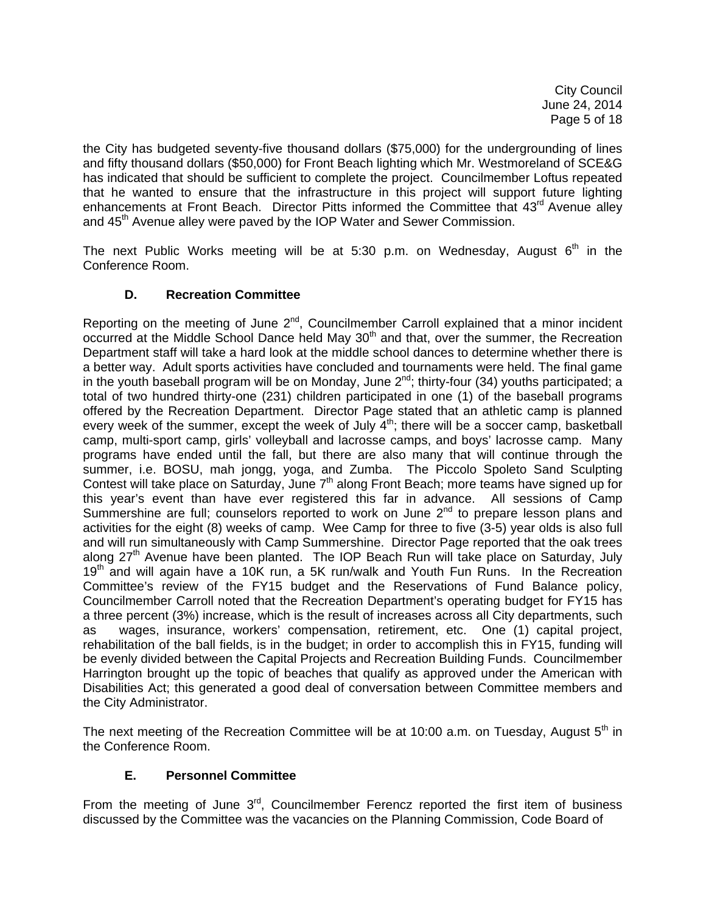the City has budgeted seventy-five thousand dollars ($75,000) for the undergrounding of lines and fifty thousand dollars ($50,000) for Front Beach lighting which Mr. Westmoreland of SCE&G has indicated that should be sufficient to complete the project. Councilmember Loftus repeated that he wanted to ensure that the infrastructure in this project will support future lighting enhancements at Front Beach. Director Pitts informed the Committee that 43rd Avenue alley and 45th Avenue alley were paved by the IOP Water and Sewer Commission.

The next Public Works meeting will be at 5:30 p.m. on Wednesday, August 6th in the Conference Room.

### D. Recreation Committee

Reporting on the meeting of June 2nd, Councilmember Carroll explained that a minor incident occurred at the Middle School Dance held May 30th and that, over the summer, the Recreation Department staff will take a hard look at the middle school dances to determine whether there is a better way. Adult sports activities have concluded and tournaments were held. The final game in the youth baseball program will be on Monday, June 2nd; thirty-four (34) youths participated; a total of two hundred thirty-one (231) children participated in one (1) of the baseball programs offered by the Recreation Department. Director Page stated that an athletic camp is planned every week of the summer, except the week of July 4th; there will be a soccer camp, basketball camp, multi-sport camp, girls' volleyball and lacrosse camps, and boys' lacrosse camp. Many programs have ended until the fall, but there are also many that will continue through the summer, i.e. BOSU, mah jongg, yoga, and Zumba. The Piccolo Spoleto Sand Sculpting Contest will take place on Saturday, June 7th along Front Beach; more teams have signed up for this year's event than have ever registered this far in advance. All sessions of Camp Summershine are full; counselors reported to work on June 2nd to prepare lesson plans and activities for the eight (8) weeks of camp. Wee Camp for three to five (3-5) year olds is also full and will run simultaneously with Camp Summershine. Director Page reported that the oak trees along 27th Avenue have been planted. The IOP Beach Run will take place on Saturday, July 19th and will again have a 10K run, a 5K run/walk and Youth Fun Runs. In the Recreation Committee's review of the FY15 budget and the Reservations of Fund Balance policy, Councilmember Carroll noted that the Recreation Department's operating budget for FY15 has a three percent (3%) increase, which is the result of increases across all City departments, such as wages, insurance, workers' compensation, retirement, etc. One (1) capital project, rehabilitation of the ball fields, is in the budget; in order to accomplish this in FY15, funding will be evenly divided between the Capital Projects and Recreation Building Funds. Councilmember Harrington brought up the topic of beaches that qualify as approved under the American with Disabilities Act; this generated a good deal of conversation between Committee members and the City Administrator.

The next meeting of the Recreation Committee will be at 10:00 a.m. on Tuesday, August 5th in the Conference Room.

### E. Personnel Committee

From the meeting of June 3rd, Councilmember Ferencz reported the first item of business discussed by the Committee was the vacancies on the Planning Commission, Code Board of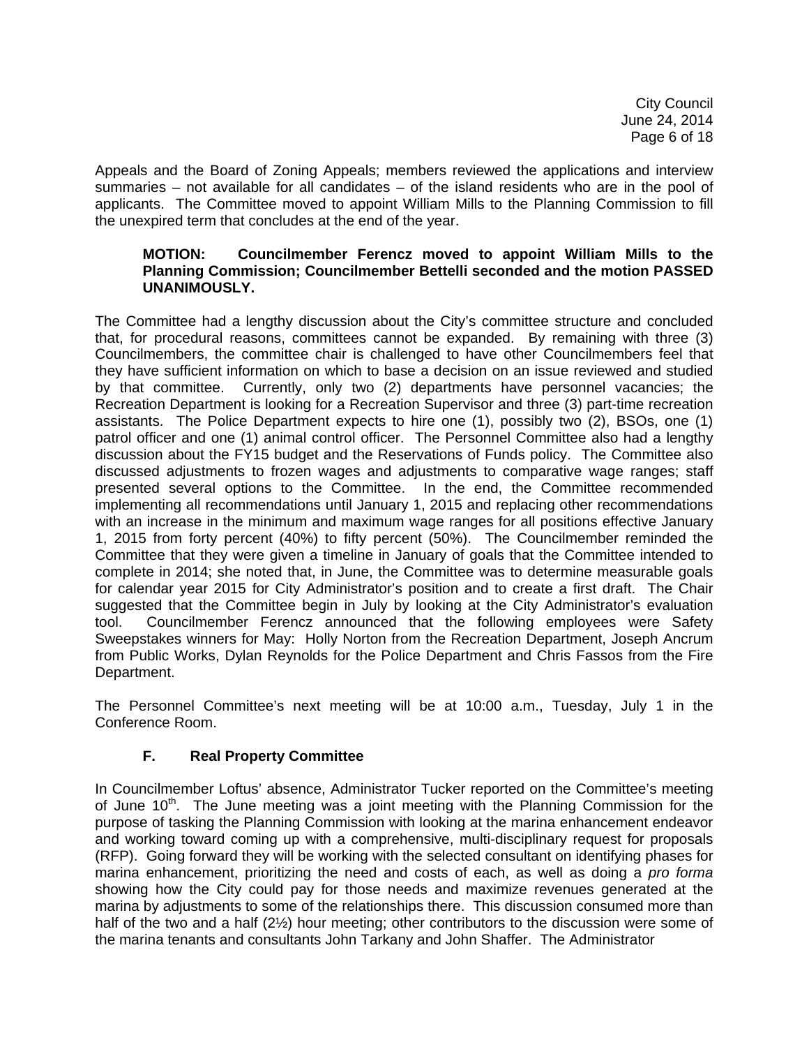Appeals and the Board of Zoning Appeals; members reviewed the applications and interview summaries – not available for all candidates – of the island residents who are in the pool of applicants. The Committee moved to appoint William Mills to the Planning Commission to fill the unexpired term that concludes at the end of the year.

> **MOTION: Councilmember Ferencz moved to appoint William Mills to the Planning Commission; Councilmember Bettelli seconded and the motion PASSED UNANIMOUSLY.**

The Committee had a lengthy discussion about the City's committee structure and concluded that, for procedural reasons, committees cannot be expanded. By remaining with three (3) Councilmembers, the committee chair is challenged to have other Councilmembers feel that they have sufficient information on which to base a decision on an issue reviewed and studied by that committee. Currently, only two (2) departments have personnel vacancies; the Recreation Department is looking for a Recreation Supervisor and three (3) part-time recreation assistants. The Police Department expects to hire one (1), possibly two (2), BSOs, one (1) patrol officer and one (1) animal control officer. The Personnel Committee also had a lengthy discussion about the FY15 budget and the Reservations of Funds policy. The Committee also discussed adjustments to frozen wages and adjustments to comparative wage ranges; staff presented several options to the Committee. In the end, the Committee recommended implementing all recommendations until January 1, 2015 and replacing other recommendations with an increase in the minimum and maximum wage ranges for all positions effective January 1, 2015 from forty percent (40%) to fifty percent (50%). The Councilmember reminded the Committee that they were given a timeline in January of goals that the Committee intended to complete in 2014; she noted that, in June, the Committee was to determine measurable goals for calendar year 2015 for City Administrator's position and to create a first draft. The Chair suggested that the Committee begin in July by looking at the City Administrator's evaluation tool. Councilmember Ferencz announced that the following employees were Safety Sweepstakes winners for May: Holly Norton from the Recreation Department, Joseph Ancrum from Public Works, Dylan Reynolds for the Police Department and Chris Fassos from the Fire Department.

The Personnel Committee's next meeting will be at 10:00 a.m., Tuesday, July 1 in the Conference Room.

### F. Real Property Committee

In Councilmember Loftus' absence, Administrator Tucker reported on the Committee's meeting of June 10th. The June meeting was a joint meeting with the Planning Commission for the purpose of tasking the Planning Commission with looking at the marina enhancement endeavor and working toward coming up with a comprehensive, multi-disciplinary request for proposals (RFP). Going forward they will be working with the selected consultant on identifying phases for marina enhancement, prioritizing the need and costs of each, as well as doing a *pro forma* showing how the City could pay for those needs and maximize revenues generated at the marina by adjustments to some of the relationships there. This discussion consumed more than half of the two and a half (2½) hour meeting; other contributors to the discussion were some of the marina tenants and consultants John Tarkany and John Shaffer. The Administrator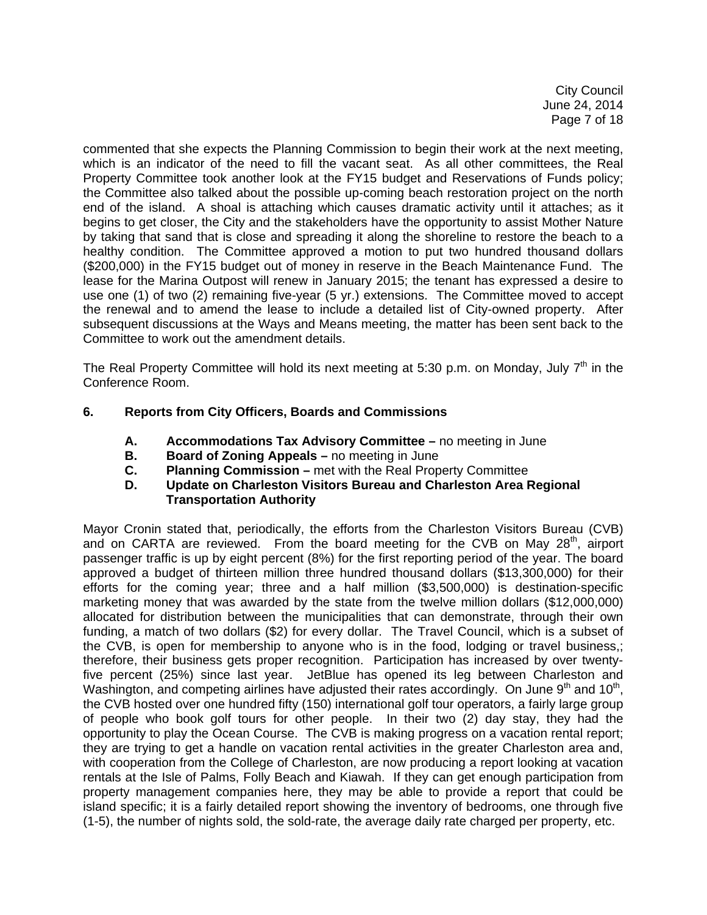commented that she expects the Planning Commission to begin their work at the next meeting, which is an indicator of the need to fill the vacant seat. As all other committees, the Real Property Committee took another look at the FY15 budget and Reservations of Funds policy; the Committee also talked about the possible up-coming beach restoration project on the north end of the island. A shoal is attaching which causes dramatic activity until it attaches; as it begins to get closer, the City and the stakeholders have the opportunity to assist Mother Nature by taking that sand that is close and spreading it along the shoreline to restore the beach to a healthy condition. The Committee approved a motion to put two hundred thousand dollars ($200,000) in the FY15 budget out of money in reserve in the Beach Maintenance Fund. The lease for the Marina Outpost will renew in January 2015; the tenant has expressed a desire to use one (1) of two (2) remaining five-year (5 yr.) extensions. The Committee moved to accept the renewal and to amend the lease to include a detailed list of City-owned property. After subsequent discussions at the Ways and Means meeting, the matter has been sent back to the Committee to work out the amendment details.

The Real Property Committee will hold its next meeting at 5:30 p.m. on Monday, July 7th in the Conference Room.

**6. Reports from City Officers, Boards and Commissions**

- **A. Accommodations Tax Advisory Committee –** no meeting in June
- **B. Board of Zoning Appeals –** no meeting in June
- **C. Planning Commission –** met with the Real Property Committee
- **D. Update on Charleston Visitors Bureau and Charleston Area Regional Transportation Authority**

Mayor Cronin stated that, periodically, the efforts from the Charleston Visitors Bureau (CVB) and on CARTA are reviewed. From the board meeting for the CVB on May 28th, airport passenger traffic is up by eight percent (8%) for the first reporting period of the year. The board approved a budget of thirteen million three hundred thousand dollars ($13,300,000) for their efforts for the coming year; three and a half million ($3,500,000) is destination-specific marketing money that was awarded by the state from the twelve million dollars ($12,000,000) allocated for distribution between the municipalities that can demonstrate, through their own funding, a match of two dollars ($2) for every dollar. The Travel Council, which is a subset of the CVB, is open for membership to anyone who is in the food, lodging or travel business,; therefore, their business gets proper recognition. Participation has increased by over twenty-five percent (25%) since last year. JetBlue has opened its leg between Charleston and Washington, and competing airlines have adjusted their rates accordingly. On June 9th and 10th, the CVB hosted over one hundred fifty (150) international golf tour operators, a fairly large group of people who book golf tours for other people. In their two (2) day stay, they had the opportunity to play the Ocean Course. The CVB is making progress on a vacation rental report; they are trying to get a handle on vacation rental activities in the greater Charleston area and, with cooperation from the College of Charleston, are now producing a report looking at vacation rentals at the Isle of Palms, Folly Beach and Kiawah. If they can get enough participation from property management companies here, they may be able to provide a report that could be island specific; it is a fairly detailed report showing the inventory of bedrooms, one through five (1-5), the number of nights sold, the sold-rate, the average daily rate charged per property, etc.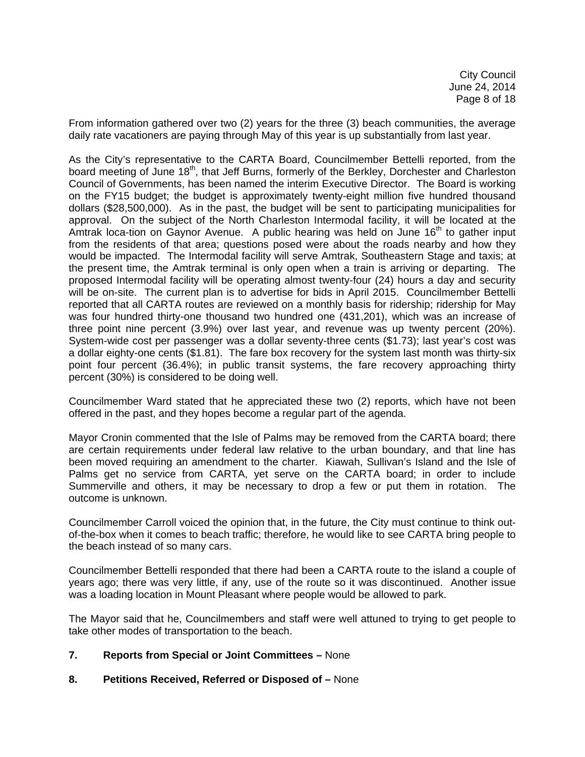From information gathered over two (2) years for the three (3) beach communities, the average daily rate vacationers are paying through May of this year is up substantially from last year.

As the City's representative to the CARTA Board, Councilmember Bettelli reported, from the board meeting of June 18th, that Jeff Burns, formerly of the Berkley, Dorchester and Charleston Council of Governments, has been named the interim Executive Director. The Board is working on the FY15 budget; the budget is approximately twenty-eight million five hundred thousand dollars ($28,500,000). As in the past, the budget will be sent to participating municipalities for approval. On the subject of the North Charleston Intermodal facility, it will be located at the Amtrak loca-tion on Gaynor Avenue. A public hearing was held on June 16th to gather input from the residents of that area; questions posed were about the roads nearby and how they would be impacted. The Intermodal facility will serve Amtrak, Southeastern Stage and taxis; at the present time, the Amtrak terminal is only open when a train is arriving or departing. The proposed Intermodal facility will be operating almost twenty-four (24) hours a day and security will be on-site. The current plan is to advertise for bids in April 2015. Councilmember Bettelli reported that all CARTA routes are reviewed on a monthly basis for ridership; ridership for May was four hundred thirty-one thousand two hundred one (431,201), which was an increase of three point nine percent (3.9%) over last year, and revenue was up twenty percent (20%). System-wide cost per passenger was a dollar seventy-three cents ($1.73); last year's cost was a dollar eighty-one cents ($1.81). The fare box recovery for the system last month was thirty-six point four percent (36.4%); in public transit systems, the fare recovery approaching thirty percent (30%) is considered to be doing well.

Councilmember Ward stated that he appreciated these two (2) reports, which have not been offered in the past, and they hopes become a regular part of the agenda.

Mayor Cronin commented that the Isle of Palms may be removed from the CARTA board; there are certain requirements under federal law relative to the urban boundary, and that line has been moved requiring an amendment to the charter. Kiawah, Sullivan's Island and the Isle of Palms get no service from CARTA, yet serve on the CARTA board; in order to include Summerville and others, it may be necessary to drop a few or put them in rotation. The outcome is unknown.

Councilmember Carroll voiced the opinion that, in the future, the City must continue to think out-of-the-box when it comes to beach traffic; therefore, he would like to see CARTA bring people to the beach instead of so many cars.

Councilmember Bettelli responded that there had been a CARTA route to the island a couple of years ago; there was very little, if any, use of the route so it was discontinued. Another issue was a loading location in Mount Pleasant where people would be allowed to park.

The Mayor said that he, Councilmembers and staff were well attuned to trying to get people to take other modes of transportation to the beach.

**7. Reports from Special or Joint Committees –** None

**8. Petitions Received, Referred or Disposed of –** None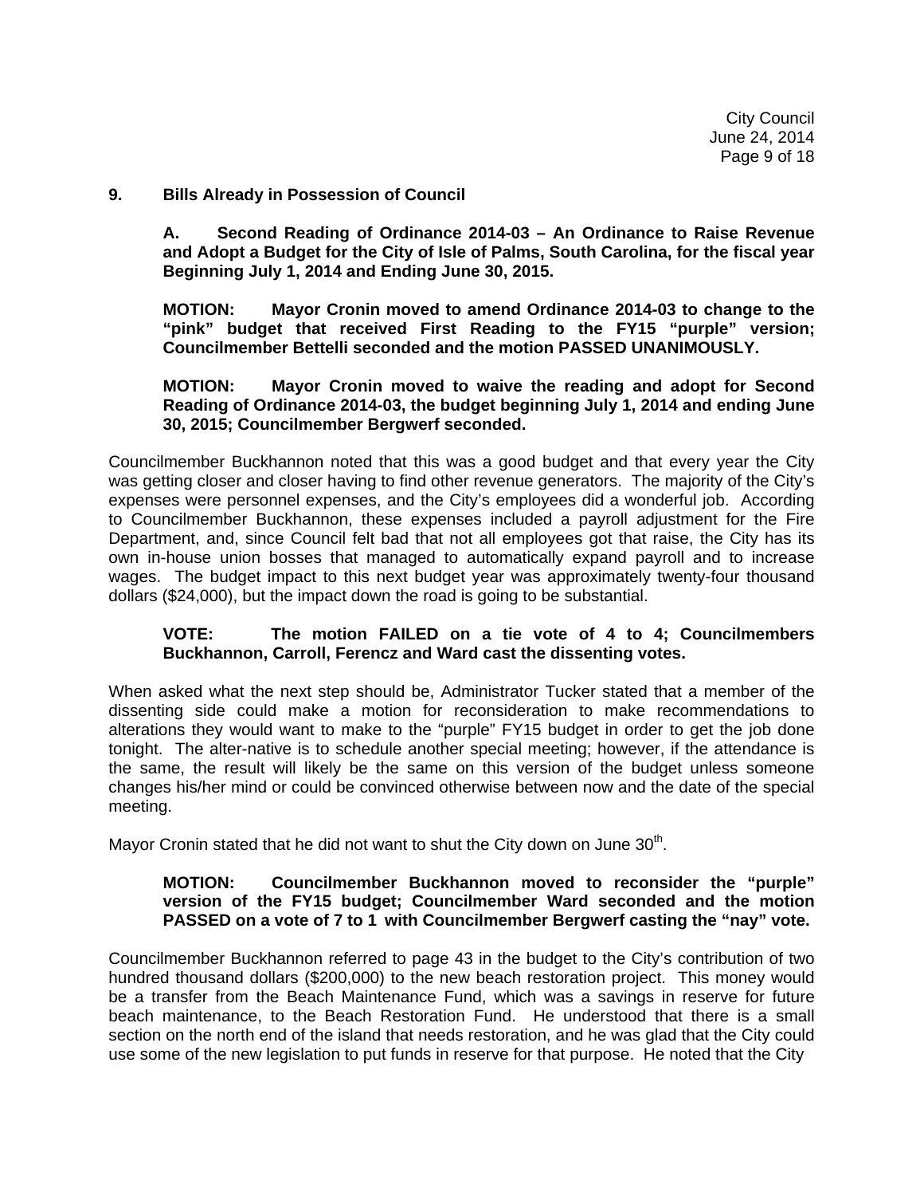**9. Bills Already in Possession of Council**

**A. Second Reading of Ordinance 2014-03 – An Ordinance to Raise Revenue and Adopt a Budget for the City of Isle of Palms, South Carolina, for the fiscal year Beginning July 1, 2014 and Ending June 30, 2015.**

**MOTION: Mayor Cronin moved to amend Ordinance 2014-03 to change to the "pink" budget that received First Reading to the FY15 "purple" version; Councilmember Bettelli seconded and the motion PASSED UNANIMOUSLY.**

**MOTION: Mayor Cronin moved to waive the reading and adopt for Second Reading of Ordinance 2014-03, the budget beginning July 1, 2014 and ending June 30, 2015; Councilmember Bergwerf seconded.**

Councilmember Buckhannon noted that this was a good budget and that every year the City was getting closer and closer having to find other revenue generators. The majority of the City's expenses were personnel expenses, and the City's employees did a wonderful job. According to Councilmember Buckhannon, these expenses included a payroll adjustment for the Fire Department, and, since Council felt bad that not all employees got that raise, the City has its own in-house union bosses that managed to automatically expand payroll and to increase wages. The budget impact to this next budget year was approximately twenty-four thousand dollars ($24,000), but the impact down the road is going to be substantial.

**VOTE: The motion FAILED on a tie vote of 4 to 4; Councilmembers Buckhannon, Carroll, Ferencz and Ward cast the dissenting votes.**

When asked what the next step should be, Administrator Tucker stated that a member of the dissenting side could make a motion for reconsideration to make recommendations to alterations they would want to make to the "purple" FY15 budget in order to get the job done tonight. The alter-native is to schedule another special meeting; however, if the attendance is the same, the result will likely be the same on this version of the budget unless someone changes his/her mind or could be convinced otherwise between now and the date of the special meeting.

Mayor Cronin stated that he did not want to shut the City down on June 30th.

**MOTION: Councilmember Buckhannon moved to reconsider the "purple" version of the FY15 budget; Councilmember Ward seconded and the motion PASSED on a vote of 7 to 1 with Councilmember Bergwerf casting the "nay" vote.**

Councilmember Buckhannon referred to page 43 in the budget to the City's contribution of two hundred thousand dollars ($200,000) to the new beach restoration project. This money would be a transfer from the Beach Maintenance Fund, which was a savings in reserve for future beach maintenance, to the Beach Restoration Fund. He understood that there is a small section on the north end of the island that needs restoration, and he was glad that the City could use some of the new legislation to put funds in reserve for that purpose. He noted that the City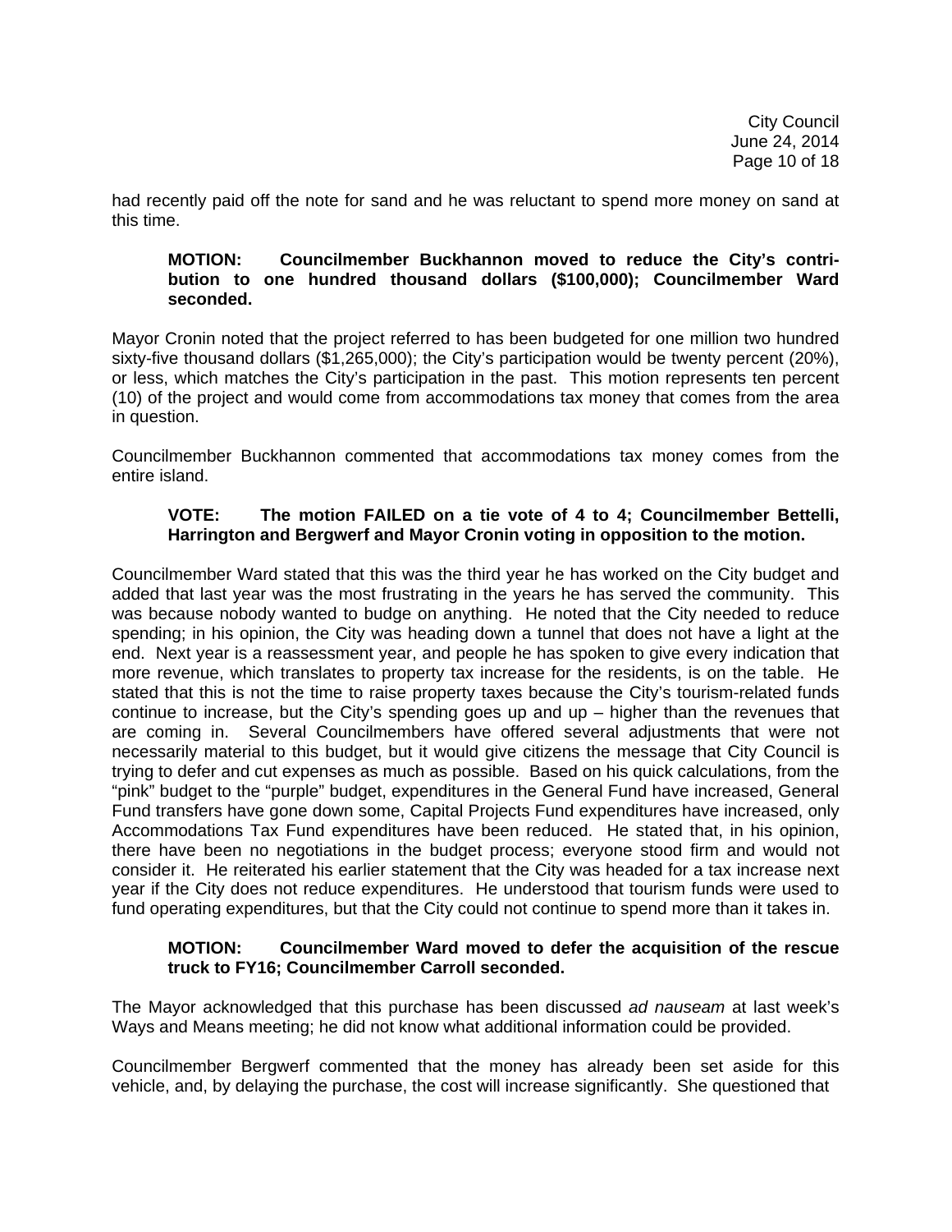had recently paid off the note for sand and he was reluctant to spend more money on sand at this time.

**MOTION: Councilmember Buckhannon moved to reduce the City's contribution to one hundred thousand dollars ($100,000); Councilmember Ward seconded.**

Mayor Cronin noted that the project referred to has been budgeted for one million two hundred sixty-five thousand dollars ($1,265,000); the City's participation would be twenty percent (20%), or less, which matches the City's participation in the past. This motion represents ten percent (10) of the project and would come from accommodations tax money that comes from the area in question.

Councilmember Buckhannon commented that accommodations tax money comes from the entire island.

**VOTE: The motion FAILED on a tie vote of 4 to 4; Councilmember Bettelli, Harrington and Bergwerf and Mayor Cronin voting in opposition to the motion.**

Councilmember Ward stated that this was the third year he has worked on the City budget and added that last year was the most frustrating in the years he has served the community. This was because nobody wanted to budge on anything. He noted that the City needed to reduce spending; in his opinion, the City was heading down a tunnel that does not have a light at the end. Next year is a reassessment year, and people he has spoken to give every indication that more revenue, which translates to property tax increase for the residents, is on the table. He stated that this is not the time to raise property taxes because the City's tourism-related funds continue to increase, but the City's spending goes up and up – higher than the revenues that are coming in. Several Councilmembers have offered several adjustments that were not necessarily material to this budget, but it would give citizens the message that City Council is trying to defer and cut expenses as much as possible. Based on his quick calculations, from the "pink" budget to the "purple" budget, expenditures in the General Fund have increased, General Fund transfers have gone down some, Capital Projects Fund expenditures have increased, only Accommodations Tax Fund expenditures have been reduced. He stated that, in his opinion, there have been no negotiations in the budget process; everyone stood firm and would not consider it. He reiterated his earlier statement that the City was headed for a tax increase next year if the City does not reduce expenditures. He understood that tourism funds were used to fund operating expenditures, but that the City could not continue to spend more than it takes in.

**MOTION: Councilmember Ward moved to defer the acquisition of the rescue truck to FY16; Councilmember Carroll seconded.**

The Mayor acknowledged that this purchase has been discussed *ad nauseam* at last week's Ways and Means meeting; he did not know what additional information could be provided.

Councilmember Bergwerf commented that the money has already been set aside for this vehicle, and, by delaying the purchase, the cost will increase significantly. She questioned that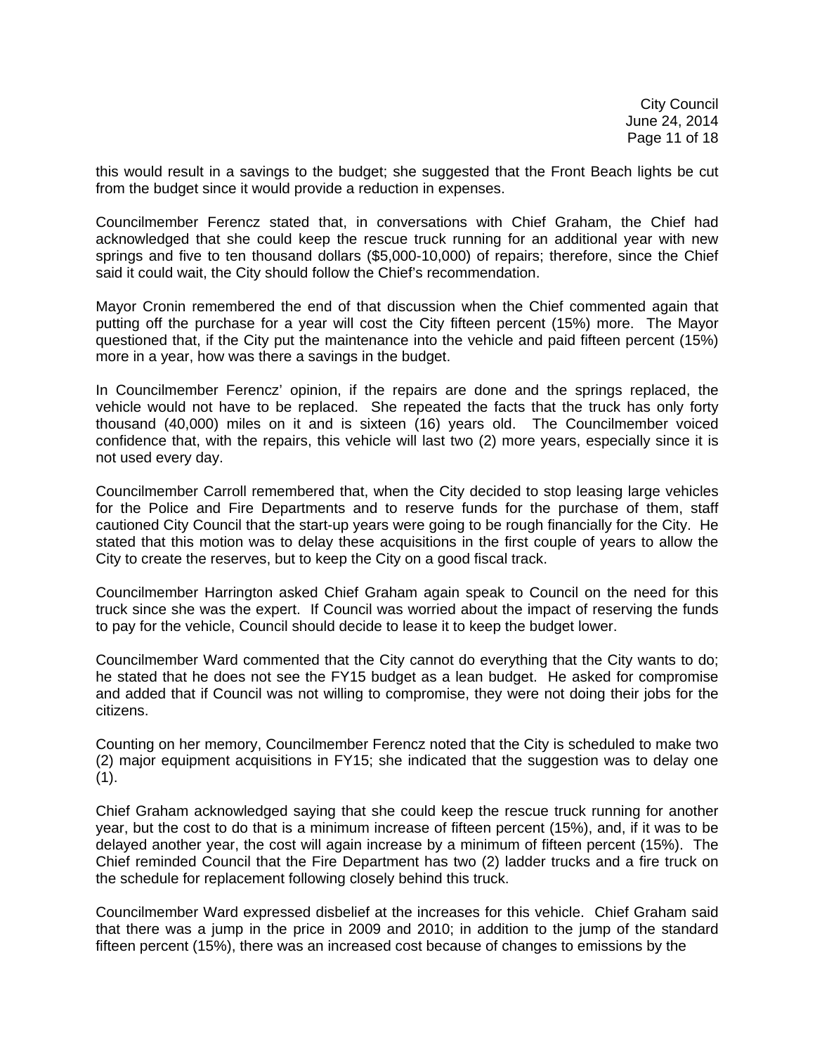this would result in a savings to the budget; she suggested that the Front Beach lights be cut from the budget since it would provide a reduction in expenses.

Councilmember Ferencz stated that, in conversations with Chief Graham, the Chief had acknowledged that she could keep the rescue truck running for an additional year with new springs and five to ten thousand dollars ($5,000-10,000) of repairs; therefore, since the Chief said it could wait, the City should follow the Chief's recommendation.

Mayor Cronin remembered the end of that discussion when the Chief commented again that putting off the purchase for a year will cost the City fifteen percent (15%) more. The Mayor questioned that, if the City put the maintenance into the vehicle and paid fifteen percent (15%) more in a year, how was there a savings in the budget.

In Councilmember Ferencz' opinion, if the repairs are done and the springs replaced, the vehicle would not have to be replaced. She repeated the facts that the truck has only forty thousand (40,000) miles on it and is sixteen (16) years old. The Councilmember voiced confidence that, with the repairs, this vehicle will last two (2) more years, especially since it is not used every day.

Councilmember Carroll remembered that, when the City decided to stop leasing large vehicles for the Police and Fire Departments and to reserve funds for the purchase of them, staff cautioned City Council that the start-up years were going to be rough financially for the City. He stated that this motion was to delay these acquisitions in the first couple of years to allow the City to create the reserves, but to keep the City on a good fiscal track.

Councilmember Harrington asked Chief Graham again speak to Council on the need for this truck since she was the expert. If Council was worried about the impact of reserving the funds to pay for the vehicle, Council should decide to lease it to keep the budget lower.

Councilmember Ward commented that the City cannot do everything that the City wants to do; he stated that he does not see the FY15 budget as a lean budget. He asked for compromise and added that if Council was not willing to compromise, they were not doing their jobs for the citizens.

Counting on her memory, Councilmember Ferencz noted that the City is scheduled to make two (2) major equipment acquisitions in FY15; she indicated that the suggestion was to delay one (1).

Chief Graham acknowledged saying that she could keep the rescue truck running for another year, but the cost to do that is a minimum increase of fifteen percent (15%), and, if it was to be delayed another year, the cost will again increase by a minimum of fifteen percent (15%). The Chief reminded Council that the Fire Department has two (2) ladder trucks and a fire truck on the schedule for replacement following closely behind this truck.

Councilmember Ward expressed disbelief at the increases for this vehicle. Chief Graham said that there was a jump in the price in 2009 and 2010; in addition to the jump of the standard fifteen percent (15%), there was an increased cost because of changes to emissions by the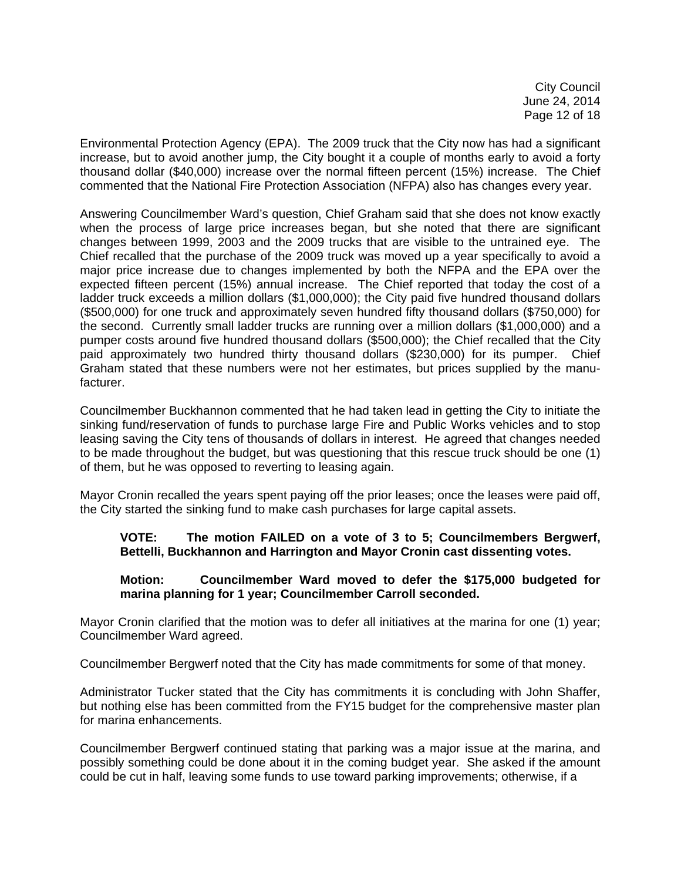Environmental Protection Agency (EPA). The 2009 truck that the City now has had a significant increase, but to avoid another jump, the City bought it a couple of months early to avoid a forty thousand dollar ($40,000) increase over the normal fifteen percent (15%) increase. The Chief commented that the National Fire Protection Association (NFPA) also has changes every year.

Answering Councilmember Ward's question, Chief Graham said that she does not know exactly when the process of large price increases began, but she noted that there are significant changes between 1999, 2003 and the 2009 trucks that are visible to the untrained eye. The Chief recalled that the purchase of the 2009 truck was moved up a year specifically to avoid a major price increase due to changes implemented by both the NFPA and the EPA over the expected fifteen percent (15%) annual increase. The Chief reported that today the cost of a ladder truck exceeds a million dollars ($1,000,000); the City paid five hundred thousand dollars ($500,000) for one truck and approximately seven hundred fifty thousand dollars ($750,000) for the second. Currently small ladder trucks are running over a million dollars ($1,000,000) and a pumper costs around five hundred thousand dollars ($500,000); the Chief recalled that the City paid approximately two hundred thirty thousand dollars ($230,000) for its pumper. Chief Graham stated that these numbers were not her estimates, but prices supplied by the manufacturer.

Councilmember Buckhannon commented that he had taken lead in getting the City to initiate the sinking fund/reservation of funds to purchase large Fire and Public Works vehicles and to stop leasing saving the City tens of thousands of dollars in interest. He agreed that changes needed to be made throughout the budget, but was questioning that this rescue truck should be one (1) of them, but he was opposed to reverting to leasing again.

Mayor Cronin recalled the years spent paying off the prior leases; once the leases were paid off, the City started the sinking fund to make cash purchases for large capital assets.

> **VOTE: The motion FAILED on a vote of 3 to 5; Councilmembers Bergwerf, Bettelli, Buckhannon and Harrington and Mayor Cronin cast dissenting votes.**
>
> **Motion: Councilmember Ward moved to defer the $175,000 budgeted for marina planning for 1 year; Councilmember Carroll seconded.**

Mayor Cronin clarified that the motion was to defer all initiatives at the marina for one (1) year; Councilmember Ward agreed.

Councilmember Bergwerf noted that the City has made commitments for some of that money.

Administrator Tucker stated that the City has commitments it is concluding with John Shaffer, but nothing else has been committed from the FY15 budget for the comprehensive master plan for marina enhancements.

Councilmember Bergwerf continued stating that parking was a major issue at the marina, and possibly something could be done about it in the coming budget year. She asked if the amount could be cut in half, leaving some funds to use toward parking improvements; otherwise, if a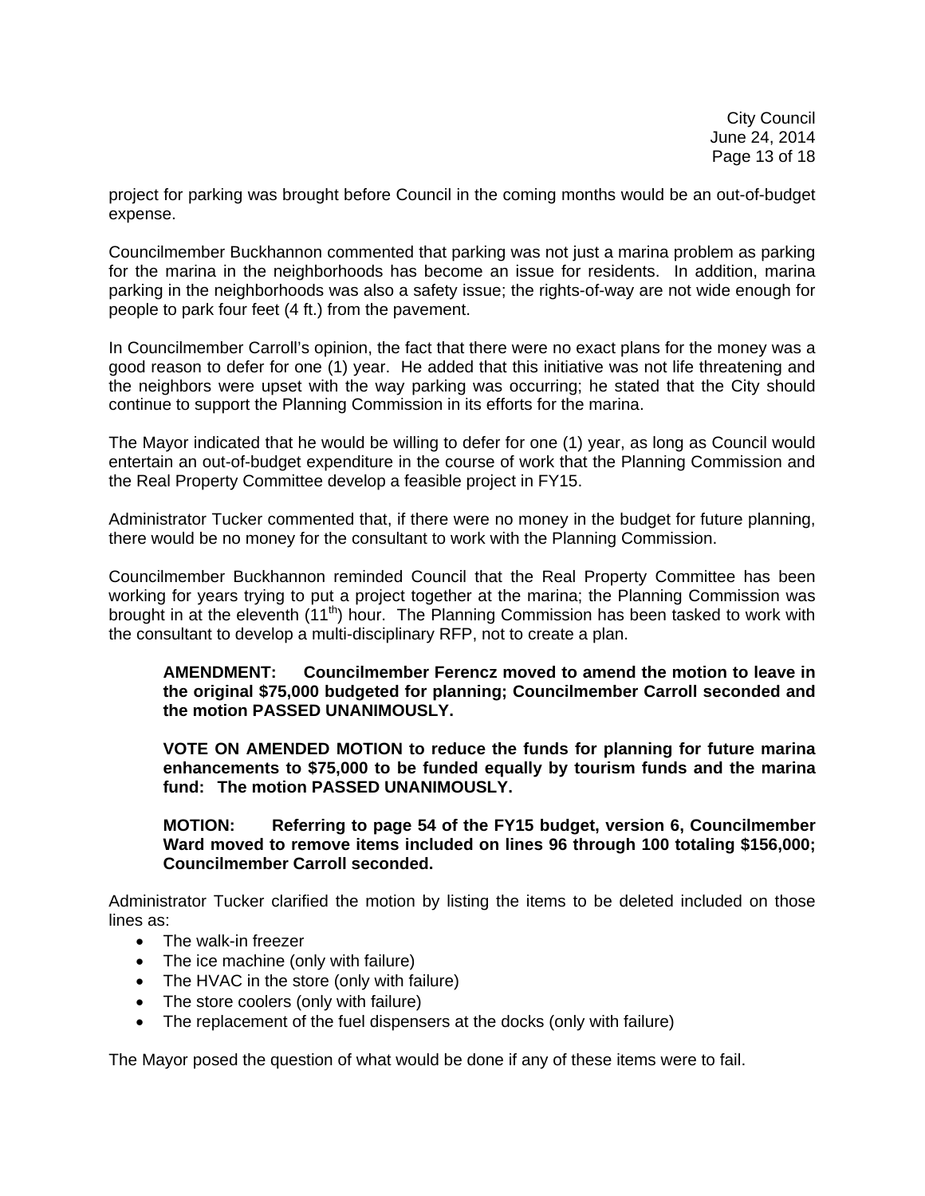project for parking was brought before Council in the coming months would be an out-of-budget expense.

Councilmember Buckhannon commented that parking was not just a marina problem as parking for the marina in the neighborhoods has become an issue for residents. In addition, marina parking in the neighborhoods was also a safety issue; the rights-of-way are not wide enough for people to park four feet (4 ft.) from the pavement.

In Councilmember Carroll's opinion, the fact that there were no exact plans for the money was a good reason to defer for one (1) year. He added that this initiative was not life threatening and the neighbors were upset with the way parking was occurring; he stated that the City should continue to support the Planning Commission in its efforts for the marina.

The Mayor indicated that he would be willing to defer for one (1) year, as long as Council would entertain an out-of-budget expenditure in the course of work that the Planning Commission and the Real Property Committee develop a feasible project in FY15.

Administrator Tucker commented that, if there were no money in the budget for future planning, there would be no money for the consultant to work with the Planning Commission.

Councilmember Buckhannon reminded Council that the Real Property Committee has been working for years trying to put a project together at the marina; the Planning Commission was brought in at the eleventh (11th) hour. The Planning Commission has been tasked to work with the consultant to develop a multi-disciplinary RFP, not to create a plan.

> **AMENDMENT: Councilmember Ferencz moved to amend the motion to leave in the original $75,000 budgeted for planning; Councilmember Carroll seconded and the motion PASSED UNANIMOUSLY.**
>
> **VOTE ON AMENDED MOTION to reduce the funds for planning for future marina enhancements to $75,000 to be funded equally by tourism funds and the marina fund: The motion PASSED UNANIMOUSLY.**
>
> **MOTION: Referring to page 54 of the FY15 budget, version 6, Councilmember Ward moved to remove items included on lines 96 through 100 totaling $156,000; Councilmember Carroll seconded.**

Administrator Tucker clarified the motion by listing the items to be deleted included on those lines as:

- The walk-in freezer
- The ice machine (only with failure)
- The HVAC in the store (only with failure)
- The store coolers (only with failure)
- The replacement of the fuel dispensers at the docks (only with failure)

The Mayor posed the question of what would be done if any of these items were to fail.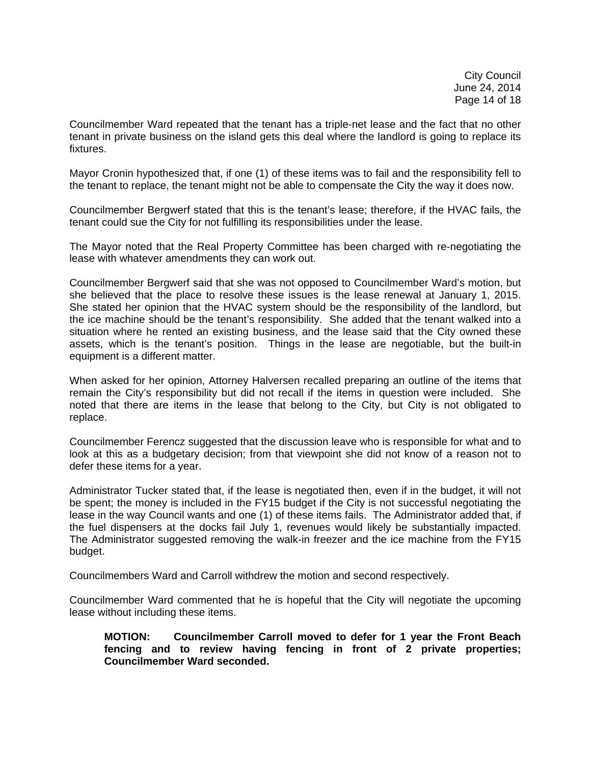Councilmember Ward repeated that the tenant has a triple-net lease and the fact that no other tenant in private business on the island gets this deal where the landlord is going to replace its fixtures.

Mayor Cronin hypothesized that, if one (1) of these items was to fail and the responsibility fell to the tenant to replace, the tenant might not be able to compensate the City the way it does now.

Councilmember Bergwerf stated that this is the tenant's lease; therefore, if the HVAC fails, the tenant could sue the City for not fulfilling its responsibilities under the lease.

The Mayor noted that the Real Property Committee has been charged with re-negotiating the lease with whatever amendments they can work out.

Councilmember Bergwerf said that she was not opposed to Councilmember Ward's motion, but she believed that the place to resolve these issues is the lease renewal at January 1, 2015. She stated her opinion that the HVAC system should be the responsibility of the landlord, but the ice machine should be the tenant's responsibility. She added that the tenant walked into a situation where he rented an existing business, and the lease said that the City owned these assets, which is the tenant's position. Things in the lease are negotiable, but the built-in equipment is a different matter.

When asked for her opinion, Attorney Halversen recalled preparing an outline of the items that remain the City's responsibility but did not recall if the items in question were included. She noted that there are items in the lease that belong to the City, but City is not obligated to replace.

Councilmember Ferencz suggested that the discussion leave who is responsible for what and to look at this as a budgetary decision; from that viewpoint she did not know of a reason not to defer these items for a year.

Administrator Tucker stated that, if the lease is negotiated then, even if in the budget, it will not be spent; the money is included in the FY15 budget if the City is not successful negotiating the lease in the way Council wants and one (1) of these items fails. The Administrator added that, if the fuel dispensers at the docks fail July 1, revenues would likely be substantially impacted. The Administrator suggested removing the walk-in freezer and the ice machine from the FY15 budget.

Councilmembers Ward and Carroll withdrew the motion and second respectively.

Councilmember Ward commented that he is hopeful that the City will negotiate the upcoming lease without including these items.

**MOTION: Councilmember Carroll moved to defer for 1 year the Front Beach fencing and to review having fencing in front of 2 private properties; Councilmember Ward seconded.**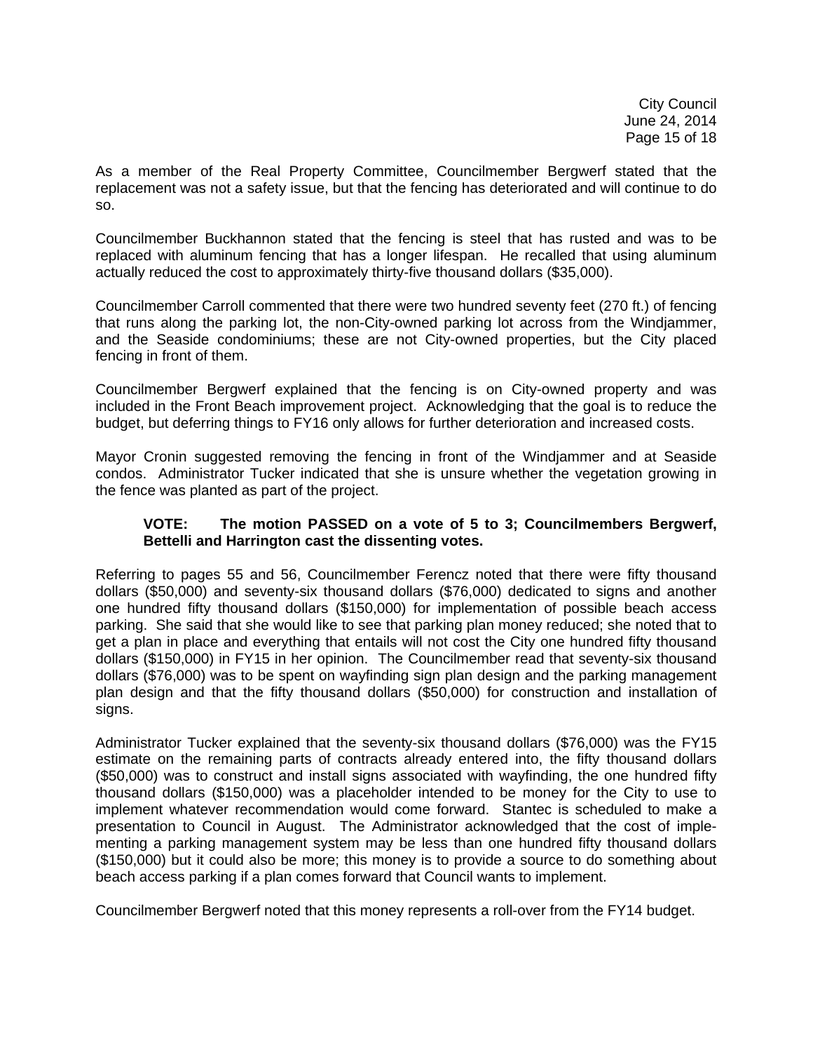As a member of the Real Property Committee, Councilmember Bergwerf stated that the replacement was not a safety issue, but that the fencing has deteriorated and will continue to do so.

Councilmember Buckhannon stated that the fencing is steel that has rusted and was to be replaced with aluminum fencing that has a longer lifespan. He recalled that using aluminum actually reduced the cost to approximately thirty-five thousand dollars ($35,000).

Councilmember Carroll commented that there were two hundred seventy feet (270 ft.) of fencing that runs along the parking lot, the non-City-owned parking lot across from the Windjammer, and the Seaside condominiums; these are not City-owned properties, but the City placed fencing in front of them.

Councilmember Bergwerf explained that the fencing is on City-owned property and was included in the Front Beach improvement project. Acknowledging that the goal is to reduce the budget, but deferring things to FY16 only allows for further deterioration and increased costs.

Mayor Cronin suggested removing the fencing in front of the Windjammer and at Seaside condos. Administrator Tucker indicated that she is unsure whether the vegetation growing in the fence was planted as part of the project.

> **VOTE: The motion PASSED on a vote of 5 to 3; Councilmembers Bergwerf, Bettelli and Harrington cast the dissenting votes.**

Referring to pages 55 and 56, Councilmember Ferencz noted that there were fifty thousand dollars ($50,000) and seventy-six thousand dollars ($76,000) dedicated to signs and another one hundred fifty thousand dollars ($150,000) for implementation of possible beach access parking. She said that she would like to see that parking plan money reduced; she noted that to get a plan in place and everything that entails will not cost the City one hundred fifty thousand dollars ($150,000) in FY15 in her opinion. The Councilmember read that seventy-six thousand dollars ($76,000) was to be spent on wayfinding sign plan design and the parking management plan design and that the fifty thousand dollars ($50,000) for construction and installation of signs.

Administrator Tucker explained that the seventy-six thousand dollars ($76,000) was the FY15 estimate on the remaining parts of contracts already entered into, the fifty thousand dollars ($50,000) was to construct and install signs associated with wayfinding, the one hundred fifty thousand dollars ($150,000) was a placeholder intended to be money for the City to use to implement whatever recommendation would come forward. Stantec is scheduled to make a presentation to Council in August. The Administrator acknowledged that the cost of implementing a parking management system may be less than one hundred fifty thousand dollars ($150,000) but it could also be more; this money is to provide a source to do something about beach access parking if a plan comes forward that Council wants to implement.

Councilmember Bergwerf noted that this money represents a roll-over from the FY14 budget.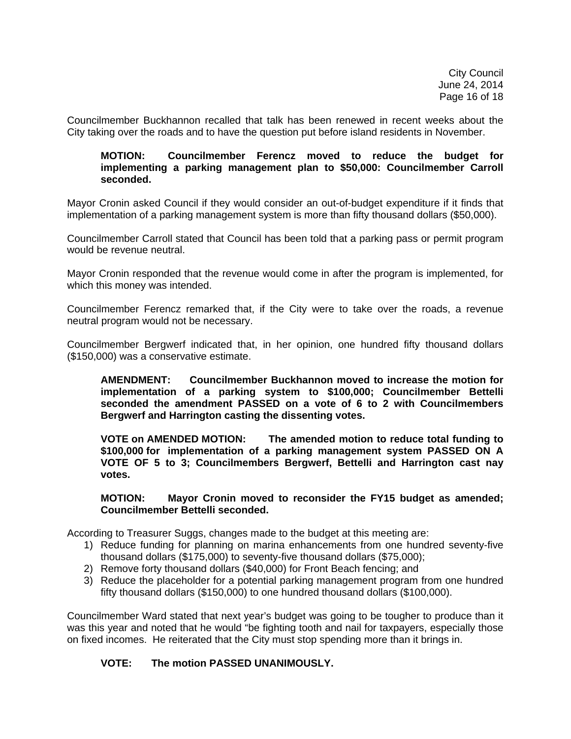Councilmember Buckhannon recalled that talk has been renewed in recent weeks about the City taking over the roads and to have the question put before island residents in November.

> **MOTION: Councilmember Ferencz moved to reduce the budget for implementing a parking management plan to $50,000: Councilmember Carroll seconded.**

Mayor Cronin asked Council if they would consider an out-of-budget expenditure if it finds that implementation of a parking management system is more than fifty thousand dollars ($50,000).

Councilmember Carroll stated that Council has been told that a parking pass or permit program would be revenue neutral.

Mayor Cronin responded that the revenue would come in after the program is implemented, for which this money was intended.

Councilmember Ferencz remarked that, if the City were to take over the roads, a revenue neutral program would not be necessary.

Councilmember Bergwerf indicated that, in her opinion, one hundred fifty thousand dollars ($150,000) was a conservative estimate.

> **AMENDMENT: Councilmember Buckhannon moved to increase the motion for implementation of a parking system to $100,000; Councilmember Bettelli seconded the amendment PASSED on a vote of 6 to 2 with Councilmembers Bergwerf and Harrington casting the dissenting votes.**

> **VOTE on AMENDED MOTION: The amended motion to reduce total funding to $100,000 for implementation of a parking management system PASSED ON A VOTE OF 5 to 3; Councilmembers Bergwerf, Bettelli and Harrington cast nay votes.**

> **MOTION: Mayor Cronin moved to reconsider the FY15 budget as amended; Councilmember Bettelli seconded.**

According to Treasurer Suggs, changes made to the budget at this meeting are:

1) Reduce funding for planning on marina enhancements from one hundred seventy-five thousand dollars ($175,000) to seventy-five thousand dollars ($75,000);
2) Remove forty thousand dollars ($40,000) for Front Beach fencing; and
3) Reduce the placeholder for a potential parking management program from one hundred fifty thousand dollars ($150,000) to one hundred thousand dollars ($100,000).

Councilmember Ward stated that next year's budget was going to be tougher to produce than it was this year and noted that he would "be fighting tooth and nail for taxpayers, especially those on fixed incomes. He reiterated that the City must stop spending more than it brings in.

> **VOTE: The motion PASSED UNANIMOUSLY.**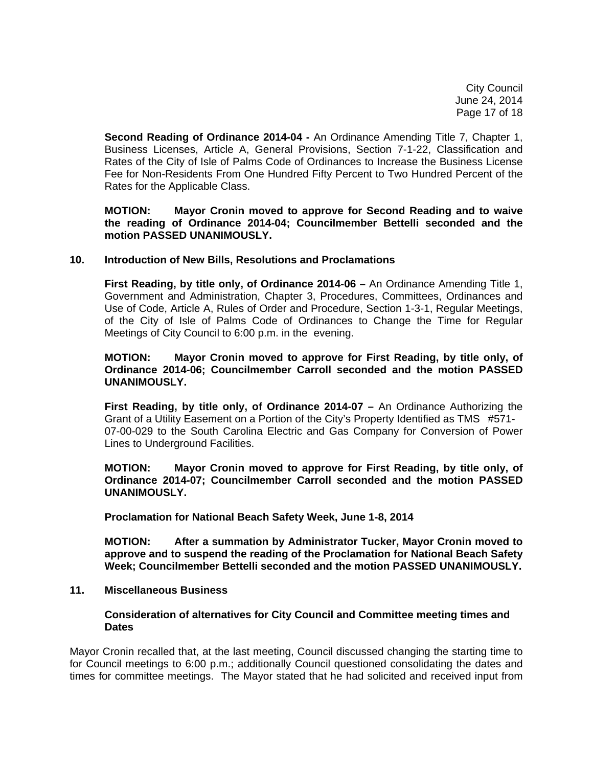**Second Reading of Ordinance 2014-04 -** An Ordinance Amending Title 7, Chapter 1, Business Licenses, Article A, General Provisions, Section 7-1-22, Classification and Rates of the City of Isle of Palms Code of Ordinances to Increase the Business License Fee for Non-Residents From One Hundred Fifty Percent to Two Hundred Percent of the Rates for the Applicable Class.

**MOTION: Mayor Cronin moved to approve for Second Reading and to waive the reading of Ordinance 2014-04; Councilmember Bettelli seconded and the motion PASSED UNANIMOUSLY.**

**10. Introduction of New Bills, Resolutions and Proclamations**

**First Reading, by title only, of Ordinance 2014-06 –** An Ordinance Amending Title 1, Government and Administration, Chapter 3, Procedures, Committees, Ordinances and Use of Code, Article A, Rules of Order and Procedure, Section 1-3-1, Regular Meetings, of the City of Isle of Palms Code of Ordinances to Change the Time for Regular Meetings of City Council to 6:00 p.m. in the evening.

**MOTION: Mayor Cronin moved to approve for First Reading, by title only, of Ordinance 2014-06; Councilmember Carroll seconded and the motion PASSED UNANIMOUSLY.**

**First Reading, by title only, of Ordinance 2014-07 –** An Ordinance Authorizing the Grant of a Utility Easement on a Portion of the City's Property Identified as TMS #571-07-00-029 to the South Carolina Electric and Gas Company for Conversion of Power Lines to Underground Facilities.

**MOTION: Mayor Cronin moved to approve for First Reading, by title only, of Ordinance 2014-07; Councilmember Carroll seconded and the motion PASSED UNANIMOUSLY.**

**Proclamation for National Beach Safety Week, June 1-8, 2014**

**MOTION: After a summation by Administrator Tucker, Mayor Cronin moved to approve and to suspend the reading of the Proclamation for National Beach Safety Week; Councilmember Bettelli seconded and the motion PASSED UNANIMOUSLY.**

**11. Miscellaneous Business**

**Consideration of alternatives for City Council and Committee meeting times and Dates**

Mayor Cronin recalled that, at the last meeting, Council discussed changing the starting time to for Council meetings to 6:00 p.m.; additionally Council questioned consolidating the dates and times for committee meetings. The Mayor stated that he had solicited and received input from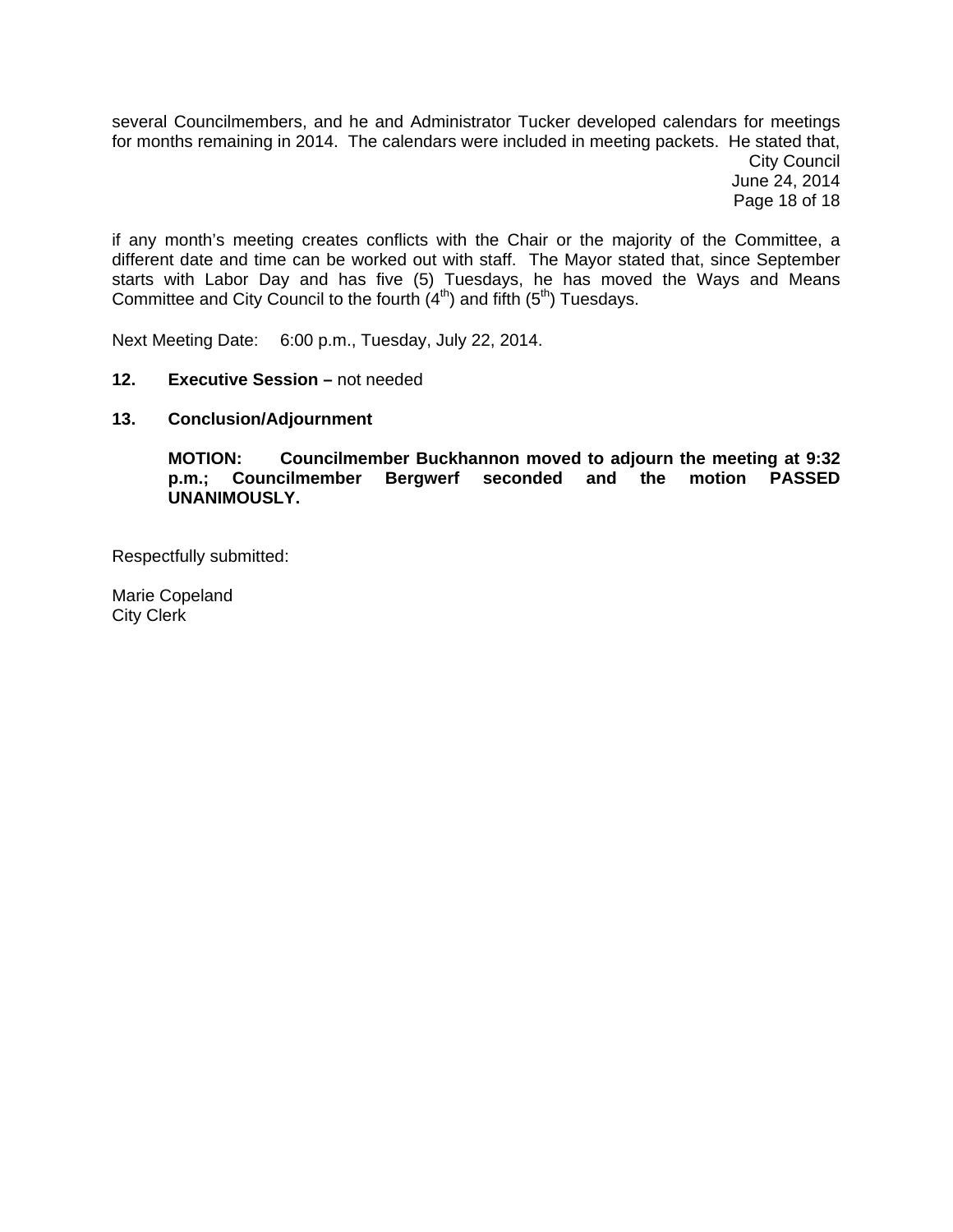several Councilmembers, and he and Administrator Tucker developed calendars for meetings for months remaining in 2014. The calendars were included in meeting packets. He stated that, if any month's meeting creates conflicts with the Chair or the majority of the Committee, a different date and time can be worked out with staff. The Mayor stated that, since September starts with Labor Day and has five (5) Tuesdays, he has moved the Ways and Means Committee and City Council to the fourth (4th) and fifth (5th) Tuesdays.

Next Meeting Date: 6:00 p.m., Tuesday, July 22, 2014.

**12. Executive Session –** not needed

**13. Conclusion/Adjournment**

**MOTION: Councilmember Buckhannon moved to adjourn the meeting at 9:32 p.m.; Councilmember Bergwerf seconded and the motion PASSED UNANIMOUSLY.**

Respectfully submitted:

Marie Copeland
City Clerk